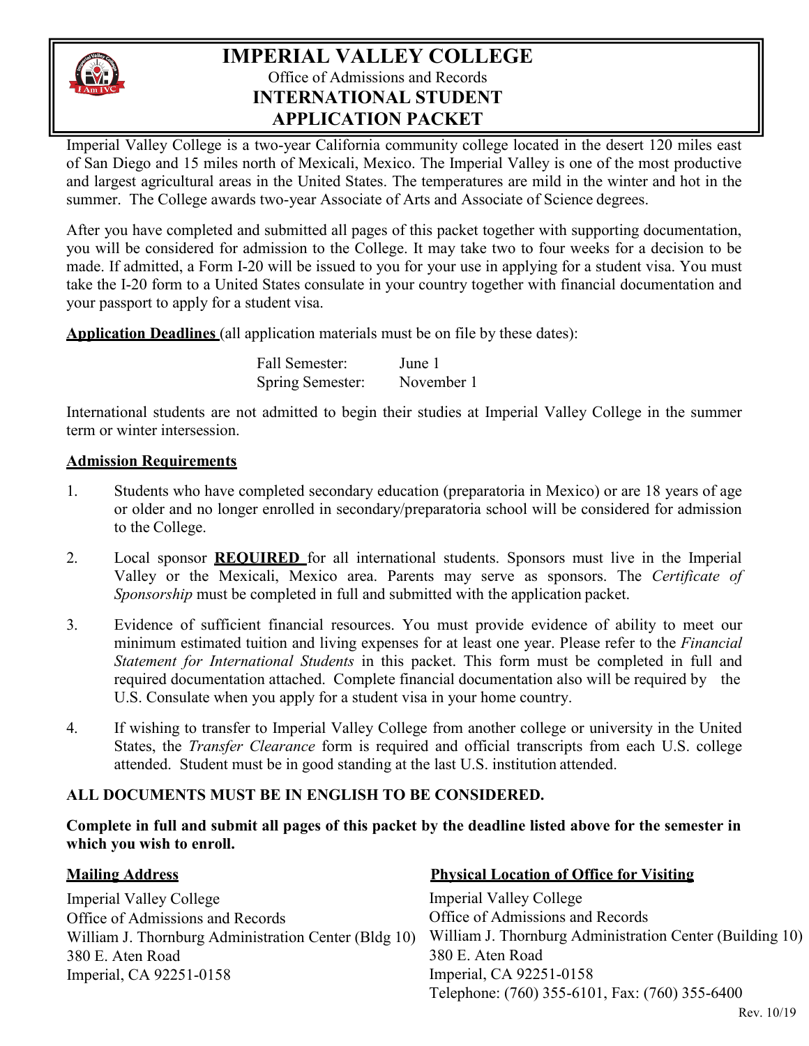# IMPERIAL VALLEY COLLEGE

Office of Admissions and Records

## INTERNATIONAL STUDENT APPLICATION PACKET

Imperial Valley College is a two-year California community college located in the desert 120 miles east of San Diego and 15 miles north of Mexicali, Mexico. The Imperial Valley is one of the most productive and largest agricultural areas in the United States. The temperatures are mild in the winter and hot in the summer. The College awards two-year Associate of Arts and Associate of Science degrees.

After you have completed and submitted all pages of this packet together with supporting documentation, you will be considered for admission to the College. It may take two to four weeks for a decision to be made. If admitted, a Form I-20 will be issued to you for your use in applying for a student visa. You must take the I-20 form to a United States consulate in your country together with financial documentation and your passport to apply for a student visa.

**Application Deadlines** (all application materials must be on file by these dates):

| | |
|---|---|
| Fall Semester: | June 1 |
| Spring Semester: | November 1 |

International students are not admitted to begin their studies at Imperial Valley College in the summer term or winter intersession.

**Admission Requirements**

1. Students who have completed secondary education (preparatoria in Mexico) or are 18 years of age or older and no longer enrolled in secondary/preparatoria school will be considered for admission to the College.

2. Local sponsor **REQUIRED** for all international students. Sponsors must live in the Imperial Valley or the Mexicali, Mexico area. Parents may serve as sponsors. The *Certificate of Sponsorship* must be completed in full and submitted with the application packet.

3. Evidence of sufficient financial resources. You must provide evidence of ability to meet our minimum estimated tuition and living expenses for at least one year. Please refer to the *Financial Statement for International Students* in this packet. This form must be completed in full and required documentation attached. Complete financial documentation also will be required by the U.S. Consulate when you apply for a student visa in your home country.

4. If wishing to transfer to Imperial Valley College from another college or university in the United States, the *Transfer Clearance* form is required and official transcripts from each U.S. college attended. Student must be in good standing at the last U.S. institution attended.

**ALL DOCUMENTS MUST BE IN ENGLISH TO BE CONSIDERED.**

**Complete in full and submit all pages of this packet by the deadline listed above for the semester in which you wish to enroll.**

**Mailing Address**

Imperial Valley College
Office of Admissions and Records
William J. Thornburg Administration Center (Bldg 10)
380 E. Aten Road
Imperial, CA 92251-0158

**Physical Location of Office for Visiting**

Imperial Valley College
Office of Admissions and Records
William J. Thornburg Administration Center (Building 10)
380 E. Aten Road
Imperial, CA 92251-0158
Telephone: (760) 355-6101, Fax: (760) 355-6400

Rev. 10/19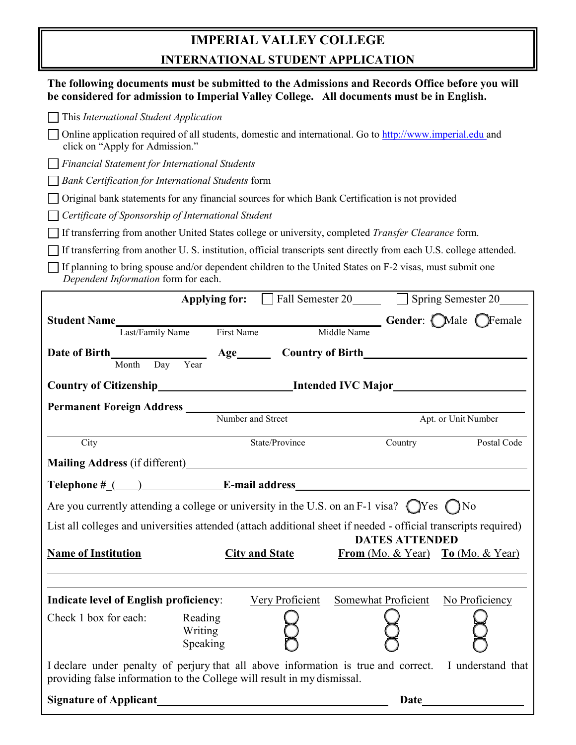# IMPERIAL VALLEY COLLEGE

## INTERNATIONAL STUDENT APPLICATION

**The following documents must be submitted to the Admissions and Records Office before you will be considered for admission to Imperial Valley College. All documents must be in English.**

- ☐ This *International Student Application*
- ☐ Online application required of all students, domestic and international. Go to http://www.imperial.edu and click on "Apply for Admission."
- ☐ *Financial Statement for International Students*
- ☐ *Bank Certification for International Students* form
- ☐ Original bank statements for any financial sources for which Bank Certification is not provided
- ☐ *Certificate of Sponsorship of International Student*
- ☐ If transferring from another United States college or university, completed *Transfer Clearance* form.
- ☐ If transferring from another U. S. institution, official transcripts sent directly from each U.S. college attended.
- ☐ If planning to bring spouse and/or dependent children to the United States on F-2 visas, must submit one *Dependent Information* form for each.

**Applying for:** ☐ Fall Semester 20_____ ☐ Spring Semester 20_____

**Student Name**______________________________________________ **Gender**: ◯ Male ◯ Female
Last/Family Name First Name Middle Name

**Date of Birth**________________ **Age**______ **Country of Birth**__________________________
Month Day Year

**Country of Citizenship**_______________________ **Intended IVC Major**_______________________

**Permanent Foreign Address** ______________________________________________________
Number and Street Apt. or Unit Number

______________________________________________________________________________
City State/Province Country Postal Code

**Mailing Address** (if different)_____________________________________________________

**Telephone #**_(____)______________ **E-mail address**_______________________________________

Are you currently attending a college or university in the U.S. on an F-1 visa? ◯ Yes ◯ No

List all colleges and universities attended (attach additional sheet if needed - official transcripts required)

| Name of Institution | City and State | DATES ATTENDED From (Mo. & Year) | To (Mo. & Year) |
|---|---|---|---|
| | | | |

**Indicate level of English proficiency**:

| Check 1 box for each: | Very Proficient | Somewhat Proficient | No Proficiency |
|---|---|---|---|
| Reading | ◯ | ◯ | ◯ |
| Writing | ◯ | ◯ | ◯ |
| Speaking | ◯ | ◯ | ◯ |

I declare under penalty of perjury that all above information is true and correct. I understand that providing false information to the College will result in my dismissal.

**Signature of Applicant**_______________________________________ **Date**________________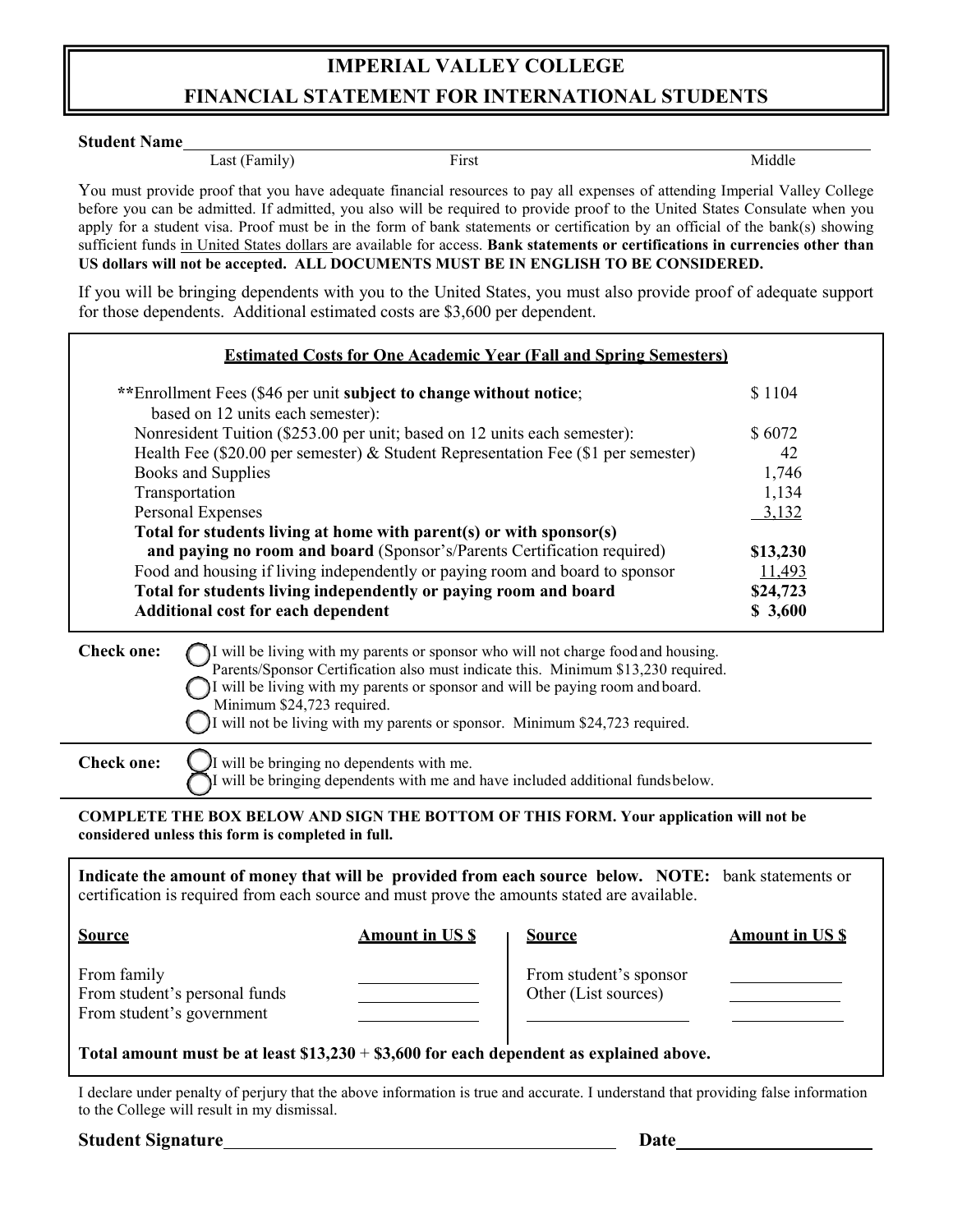# IMPERIAL VALLEY COLLEGE
## FINANCIAL STATEMENT FOR INTERNATIONAL STUDENTS

**Student Name**\_\_\_\_\_\_\_\_\_\_\_\_\_\_\_\_\_\_\_\_\_\_\_\_\_\_\_\_\_\_\_\_\_\_\_\_\_\_\_\_\_\_\_\_\_\_\_\_\_\_
Last (Family) First Middle

You must provide proof that you have adequate financial resources to pay all expenses of attending Imperial Valley College before you can be admitted. If admitted, you also will be required to provide proof to the United States Consulate when you apply for a student visa. Proof must be in the form of bank statements or certification by an official of the bank(s) showing sufficient funds in United States dollars are available for access. **Bank statements or certifications in currencies other than US dollars will not be accepted. ALL DOCUMENTS MUST BE IN ENGLISH TO BE CONSIDERED.**

If you will be bringing dependents with you to the United States, you must also provide proof of adequate support for those dependents. Additional estimated costs are $3,600 per dependent.

**Estimated Costs for One Academic Year (Fall and Spring Semesters)**

| Item | Amount |
|---|---|
| **Enrollment Fees ($46 per unit **subject to change without notice**; based on 12 units each semester): | $ 1104 |
| Nonresident Tuition ($253.00 per unit; based on 12 units each semester): | $ 6072 |
| Health Fee ($20.00 per semester) & Student Representation Fee ($1 per semester) | 42 |
| Books and Supplies | 1,746 |
| Transportation | 1,134 |
| Personal Expenses | 3,132 |
| **Total for students living at home with parent(s) or with sponsor(s) and paying no room and board** (Sponsor's/Parents Certification required) | **$13,230** |
| Food and housing if living independently or paying room and board to sponsor | 11,493 |
| **Total for students living independently or paying room and board** | **$24,723** |
| **Additional cost for each dependent** | **$ 3,600** |

**Check one:**
- ◯ I will be living with my parents or sponsor who will not charge food and housing. Parents/Sponsor Certification also must indicate this. Minimum $13,230 required.
- ◯ I will be living with my parents or sponsor and will be paying room and board. Minimum $24,723 required.
- ◯ I will not be living with my parents or sponsor. Minimum $24,723 required.

**Check one:**
- ◯ I will be bringing no dependents with me.
- ◯ I will be bringing dependents with me and have included additional funds below.

**COMPLETE THE BOX BELOW AND SIGN THE BOTTOM OF THIS FORM. Your application will not be considered unless this form is completed in full.**

**Indicate the amount of money that will be provided from each source below. NOTE:** bank statements or certification is required from each source and must prove the amounts stated are available.

| Source | Amount in US $ | Source | Amount in US $ |
|---|---|---|---|
| From family | \_\_\_\_\_\_\_\_ | From student's sponsor | \_\_\_\_\_\_\_\_ |
| From student's personal funds | \_\_\_\_\_\_\_\_ | Other (List sources) | \_\_\_\_\_\_\_\_ |
| From student's government | \_\_\_\_\_\_\_\_ | \_\_\_\_\_\_\_\_ | \_\_\_\_\_\_\_\_ |

**Total amount must be at least $13,230 + $3,600 for each dependent as explained above.**

I declare under penalty of perjury that the above information is true and accurate. I understand that providing false information to the College will result in my dismissal.

**Student Signature**\_\_\_\_\_\_\_\_\_\_\_\_\_\_\_\_\_\_\_\_\_\_\_\_\_\_\_\_\_\_ **Date**\_\_\_\_\_\_\_\_\_\_\_\_\_\_\_\_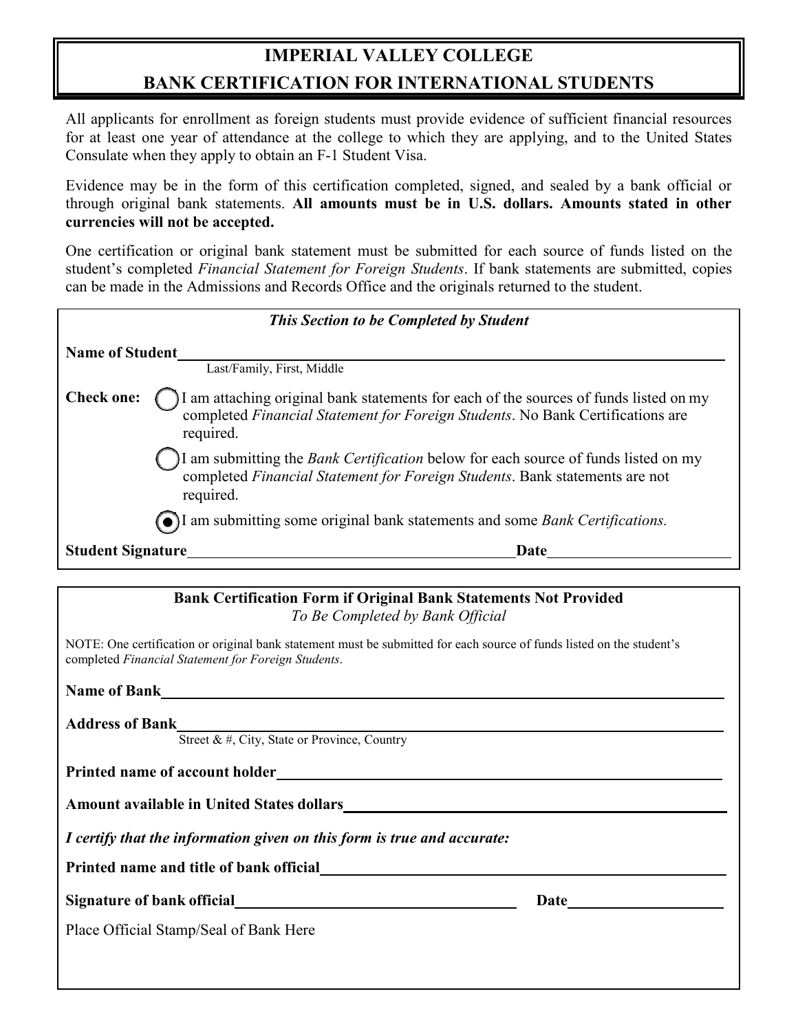# IMPERIAL VALLEY COLLEGE
# BANK CERTIFICATION FOR INTERNATIONAL STUDENTS

All applicants for enrollment as foreign students must provide evidence of sufficient financial resources for at least one year of attendance at the college to which they are applying, and to the United States Consulate when they apply to obtain an F-1 Student Visa.

Evidence may be in the form of this certification completed, signed, and sealed by a bank official or through original bank statements. **All amounts must be in U.S. dollars. Amounts stated in other currencies will not be accepted.**

One certification or original bank statement must be submitted for each source of funds listed on the student's completed *Financial Statement for Foreign Students*. If bank statements are submitted, copies can be made in the Admissions and Records Office and the originals returned to the student.

***This Section to be Completed by Student***

**Name of Student** ______________________________
Last/Family, First, Middle

**Check one:**

- ◯ I am attaching original bank statements for each of the sources of funds listed on my completed *Financial Statement for Foreign Students*. No Bank Certifications are required.
- ◯ I am submitting the *Bank Certification* below for each source of funds listed on my completed *Financial Statement for Foreign Students*. Bank statements are not required.
- ◉ I am submitting some original bank statements and some *Bank Certifications.*

**Student Signature** ______________________________ **Date** ______________

**Bank Certification Form if Original Bank Statements Not Provided**
*To Be Completed by Bank Official*

NOTE: One certification or original bank statement must be submitted for each source of funds listed on the student's completed *Financial Statement for Foreign Students*.

**Name of Bank** ______________________________

**Address of Bank** ______________________________
Street & #, City, State or Province, Country

**Printed name of account holder** ______________________________

**Amount available in United States dollars** ______________________________

***I certify that the information given on this form is true and accurate:***

**Printed name and title of bank official** ______________________________

**Signature of bank official** ______________________________ **Date** ______________

Place Official Stamp/Seal of Bank Here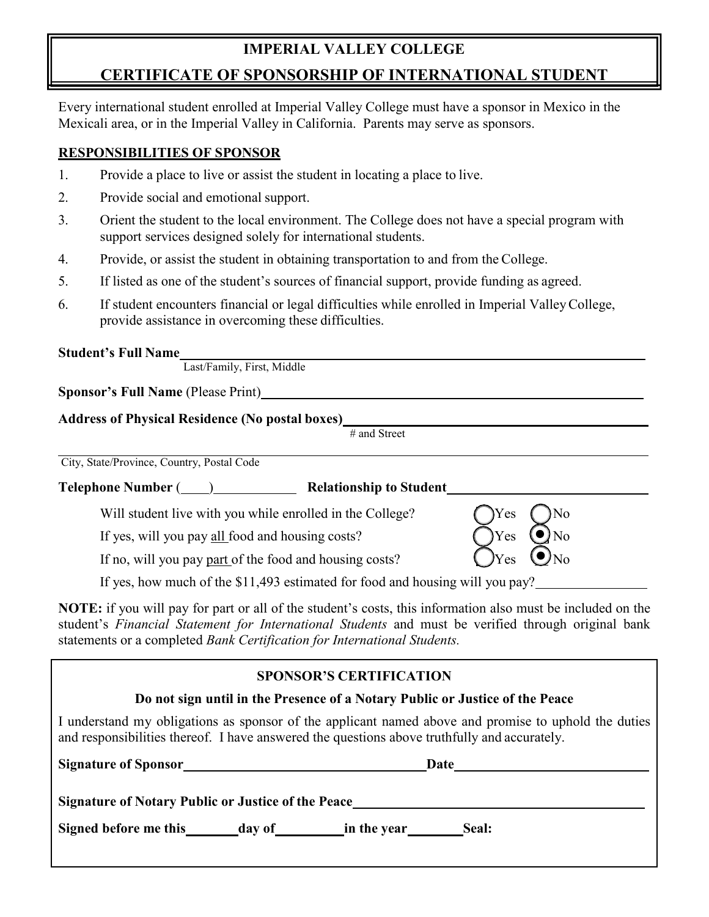# IMPERIAL VALLEY COLLEGE

## CERTIFICATE OF SPONSORSHIP OF INTERNATIONAL STUDENT

Every international student enrolled at Imperial Valley College must have a sponsor in Mexico in the Mexicali area, or in the Imperial Valley in California. Parents may serve as sponsors.

**RESPONSIBILITIES OF SPONSOR**

1. Provide a place to live or assist the student in locating a place to live.
2. Provide social and emotional support.
3. Orient the student to the local environment. The College does not have a special program with support services designed solely for international students.
4. Provide, or assist the student in obtaining transportation to and from the College.
5. If listed as one of the student's sources of financial support, provide funding as agreed.
6. If student encounters financial or legal difficulties while enrolled in Imperial Valley College, provide assistance in overcoming these difficulties.

**Student's Full Name** ____________________________________________
Last/Family, First, Middle

**Sponsor's Full Name** (Please Print) ____________________________________________

**Address of Physical Residence (No postal boxes)** ____________________________________________
\# and Street

____________________________________________
City, State/Province, Country, Postal Code

**Telephone Number** (____) ____________ **Relationship to Student** ____________________

Will student live with you while enrolled in the College? ◯ Yes ◯ No

If yes, will you pay all food and housing costs? ◯ Yes ◉ No

If no, will you pay part of the food and housing costs? ◯ Yes ◉ No

If yes, how much of the $11,493 estimated for food and housing will you pay? ____________

**NOTE:** if you will pay for part or all of the student's costs, this information also must be included on the student's *Financial Statement for International Students* and must be verified through original bank statements or a completed *Bank Certification for International Students.*

**SPONSOR'S CERTIFICATION**

**Do not sign until in the Presence of a Notary Public or Justice of the Peace**

I understand my obligations as sponsor of the applicant named above and promise to uphold the duties and responsibilities thereof. I have answered the questions above truthfully and accurately.

**Signature of Sponsor** ______________________________ **Date** ____________________

**Signature of Notary Public or Justice of the Peace** ______________________________

**Signed before me this** ________ **day of** __________ **in the year** ________ **Seal:**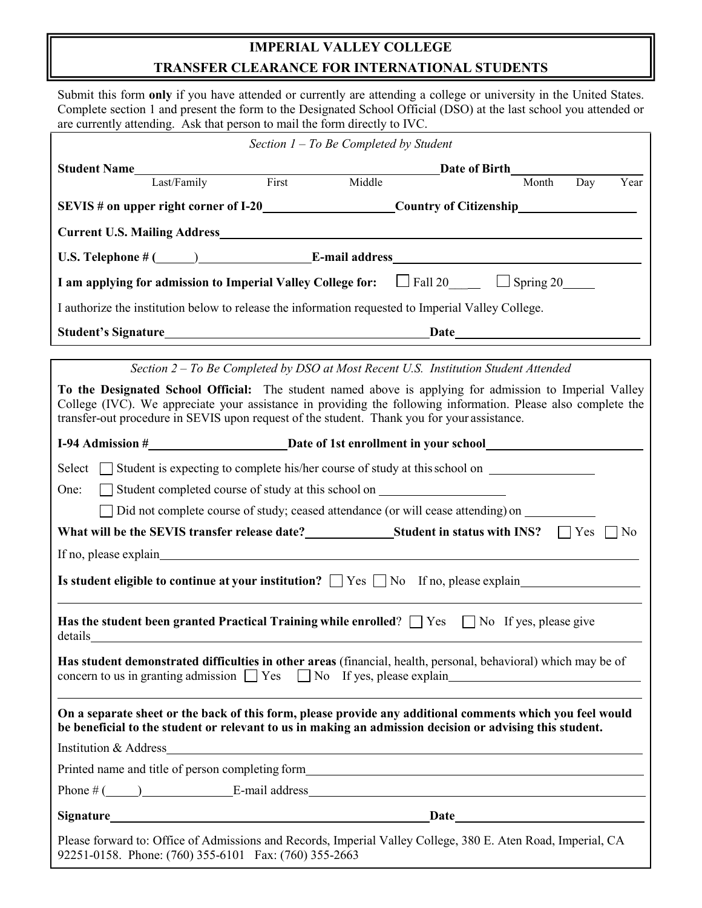# IMPERIAL VALLEY COLLEGE
# TRANSFER CLEARANCE FOR INTERNATIONAL STUDENTS

Submit this form **only** if you have attended or currently are attending a college or university in the United States. Complete section 1 and present the form to the Designated School Official (DSO) at the last school you attended or are currently attending. Ask that person to mail the form directly to IVC.

*Section 1 – To Be Completed by Student*

**Student Name** ______________________________ **Date of Birth** ______________
Last/Family First Middle Month Day Year

**SEVIS # on upper right corner of I-20** ____________________ **Country of Citizenship** __________________

**Current U.S. Mailing Address** ______________________________________________________

**U.S. Telephone # (** ______ **)** __________________ **E-mail address** ______________________________

**I am applying for admission to Imperial Valley College for:** ☐ Fall 20____ ☐ Spring 20_____

I authorize the institution below to release the information requested to Imperial Valley College.

**Student's Signature** ________________________________________ **Date** ____________________________

*Section 2 – To Be Completed by DSO at Most Recent U.S. Institution Student Attended*

**To the Designated School Official:** The student named above is applying for admission to Imperial Valley College (IVC). We appreciate your assistance in providing the following information. Please also complete the transfer-out procedure in SEVIS upon request of the student. Thank you for your assistance.

**I-94 Admission #** ______________________ **Date of 1st enrollment in your school** ______________________

Select One:
- ☐ Student is expecting to complete his/her course of study at this school on ________________
- ☐ Student completed course of study at this school on ____________________
- ☐ Did not complete course of study; ceased attendance (or will cease attending) on ___________

**What will be the SEVIS transfer release date?** ______________ **Student in status with INS?** ☐ Yes ☐ No

If no, please explain ______________________________________________________________

**Is student eligible to continue at your institution?** ☐ Yes ☐ No If no, please explain __________________

______________________________________________________________________________

**Has the student been granted Practical Training while enrolled**? ☐ Yes ☐ No If yes, please give details ______________________________________________________________________

**Has student demonstrated difficulties in other areas** (financial, health, personal, behavioral) which may be of concern to us in granting admission ☐ Yes ☐ No If yes, please explain ______________________________

______________________________________________________________________________

**On a separate sheet or the back of this form, please provide any additional comments which you feel would be beneficial to the student or relevant to us in making an admission decision or advising this student.**

Institution & Address ______________________________________________________________

Printed name and title of person completing form ____________________________________________

Phone # (_____) ______________ E-mail address ____________________________________________

**Signature** ________________________________________________ **Date** ____________________________

Please forward to: Office of Admissions and Records, Imperial Valley College, 380 E. Aten Road, Imperial, CA 92251-0158. Phone: (760) 355-6101 Fax: (760) 355-2663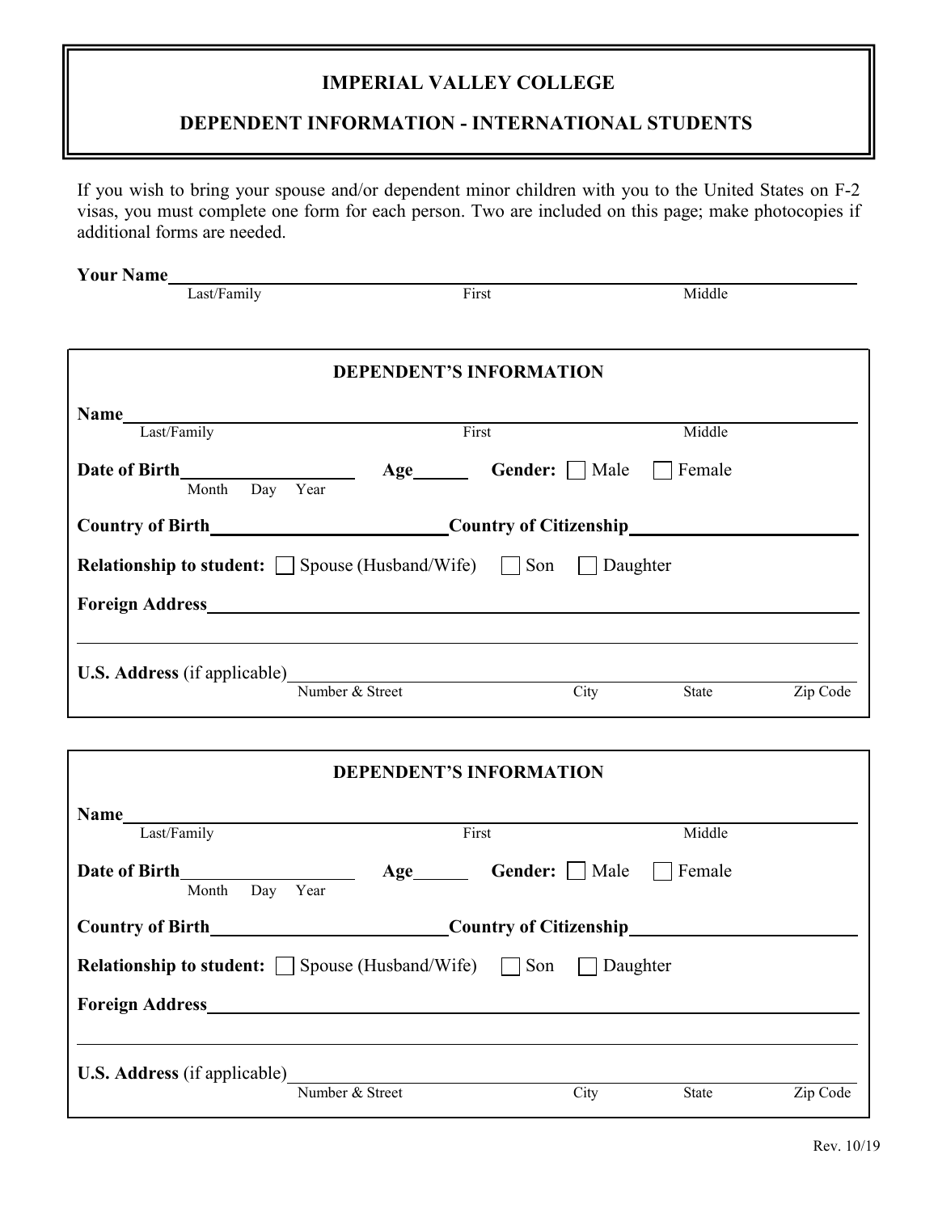# IMPERIAL VALLEY COLLEGE

## DEPENDENT INFORMATION - INTERNATIONAL STUDENTS

If you wish to bring your spouse and/or dependent minor children with you to the United States on F-2 visas, you must complete one form for each person. Two are included on this page; make photocopies if additional forms are needed.

**Your Name**\_\_\_\_\_\_\_\_\_\_\_\_\_\_\_\_\_\_\_\_\_\_\_\_\_\_\_\_\_\_\_\_\_\_\_\_\_\_\_\_\_\_\_\_\_\_\_\_\_\_
Last/Family First Middle

### DEPENDENT'S INFORMATION

**Name**\_\_\_\_\_\_\_\_\_\_\_\_\_\_\_\_\_\_\_\_\_\_\_\_\_\_\_\_\_\_\_\_\_\_\_\_\_\_\_\_\_\_\_\_\_\_\_\_\_\_
Last/Family First Middle

**Date of Birth**\_\_\_\_\_\_\_\_\_\_\_\_\_\_ **Age**\_\_\_\_\_ **Gender:** ☐ Male ☐ Female
Month Day Year

**Country of Birth**\_\_\_\_\_\_\_\_\_\_\_\_\_\_\_\_\_\_\_\_ **Country of Citizenship**\_\_\_\_\_\_\_\_\_\_\_\_\_\_\_\_\_\_\_\_

**Relationship to student:** ☐ Spouse (Husband/Wife) ☐ Son ☐ Daughter

**Foreign Address**\_\_\_\_\_\_\_\_\_\_\_\_\_\_\_\_\_\_\_\_\_\_\_\_\_\_\_\_\_\_\_\_\_\_\_\_\_\_\_\_\_\_\_\_\_\_\_\_\_\_

\_\_\_\_\_\_\_\_\_\_\_\_\_\_\_\_\_\_\_\_\_\_\_\_\_\_\_\_\_\_\_\_\_\_\_\_\_\_\_\_\_\_\_\_\_\_\_\_\_\_\_\_\_\_\_\_\_\_\_\_\_\_

**U.S. Address** (if applicable)\_\_\_\_\_\_\_\_\_\_\_\_\_\_\_\_\_\_\_\_\_\_\_\_\_\_\_\_\_\_\_\_\_\_\_\_\_\_\_\_
Number & Street City State Zip Code

### DEPENDENT'S INFORMATION

**Name**\_\_\_\_\_\_\_\_\_\_\_\_\_\_\_\_\_\_\_\_\_\_\_\_\_\_\_\_\_\_\_\_\_\_\_\_\_\_\_\_\_\_\_\_\_\_\_\_\_\_
Last/Family First Middle

**Date of Birth**\_\_\_\_\_\_\_\_\_\_\_\_\_\_ **Age**\_\_\_\_\_ **Gender:** ☐ Male ☐ Female
Month Day Year

**Country of Birth**\_\_\_\_\_\_\_\_\_\_\_\_\_\_\_\_\_\_\_\_ **Country of Citizenship**\_\_\_\_\_\_\_\_\_\_\_\_\_\_\_\_\_\_\_\_

**Relationship to student:** ☐ Spouse (Husband/Wife) ☐ Son ☐ Daughter

**Foreign Address**\_\_\_\_\_\_\_\_\_\_\_\_\_\_\_\_\_\_\_\_\_\_\_\_\_\_\_\_\_\_\_\_\_\_\_\_\_\_\_\_\_\_\_\_\_\_\_\_\_\_

\_\_\_\_\_\_\_\_\_\_\_\_\_\_\_\_\_\_\_\_\_\_\_\_\_\_\_\_\_\_\_\_\_\_\_\_\_\_\_\_\_\_\_\_\_\_\_\_\_\_\_\_\_\_\_\_\_\_\_\_\_\_

**U.S. Address** (if applicable)\_\_\_\_\_\_\_\_\_\_\_\_\_\_\_\_\_\_\_\_\_\_\_\_\_\_\_\_\_\_\_\_\_\_\_\_\_\_\_\_
Number & Street City State Zip Code

Rev. 10/19